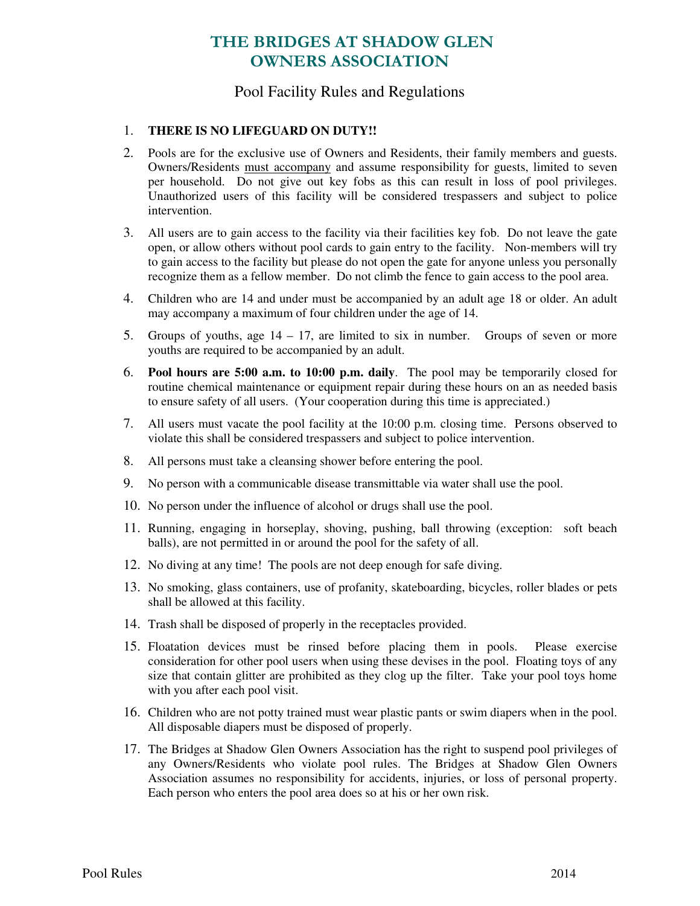# THE BRIDGES AT SHADOW GLEN OWNERS ASSOCIATION

## Pool Facility Rules and Regulations

1. **THERE IS NO LIFEGUARD ON DUTY!!**
2. Pools are for the exclusive use of Owners and Residents, their family members and guests. Owners/Residents <u>must accompany</u> and assume responsibility for guests, limited to seven per household. Do not give out key fobs as this can result in loss of pool privileges. Unauthorized users of this facility will be considered trespassers and subject to police intervention.
3. All users are to gain access to the facility via their facilities key fob. Do not leave the gate open, or allow others without pool cards to gain entry to the facility. Non-members will try to gain access to the facility but please do not open the gate for anyone unless you personally recognize them as a fellow member. Do not climb the fence to gain access to the pool area.
4. Children who are 14 and under must be accompanied by an adult age 18 or older. An adult may accompany a maximum of four children under the age of 14.
5. Groups of youths, age 14 – 17, are limited to six in number. Groups of seven or more youths are required to be accompanied by an adult.
6. **Pool hours are 5:00 a.m. to 10:00 p.m. daily**. The pool may be temporarily closed for routine chemical maintenance or equipment repair during these hours on an as needed basis to ensure safety of all users. (Your cooperation during this time is appreciated.)
7. All users must vacate the pool facility at the 10:00 p.m. closing time. Persons observed to violate this shall be considered trespassers and subject to police intervention.
8. All persons must take a cleansing shower before entering the pool.
9. No person with a communicable disease transmittable via water shall use the pool.
10. No person under the influence of alcohol or drugs shall use the pool.
11. Running, engaging in horseplay, shoving, pushing, ball throwing (exception: soft beach balls), are not permitted in or around the pool for the safety of all.
12. No diving at any time! The pools are not deep enough for safe diving.
13. No smoking, glass containers, use of profanity, skateboarding, bicycles, roller blades or pets shall be allowed at this facility.
14. Trash shall be disposed of properly in the receptacles provided.
15. Floatation devices must be rinsed before placing them in pools. Please exercise consideration for other pool users when using these devises in the pool. Floating toys of any size that contain glitter are prohibited as they clog up the filter. Take your pool toys home with you after each pool visit.
16. Children who are not potty trained must wear plastic pants or swim diapers when in the pool. All disposable diapers must be disposed of properly.
17. The Bridges at Shadow Glen Owners Association has the right to suspend pool privileges of any Owners/Residents who violate pool rules. The Bridges at Shadow Glen Owners Association assumes no responsibility for accidents, injuries, or loss of personal property. Each person who enters the pool area does so at his or her own risk.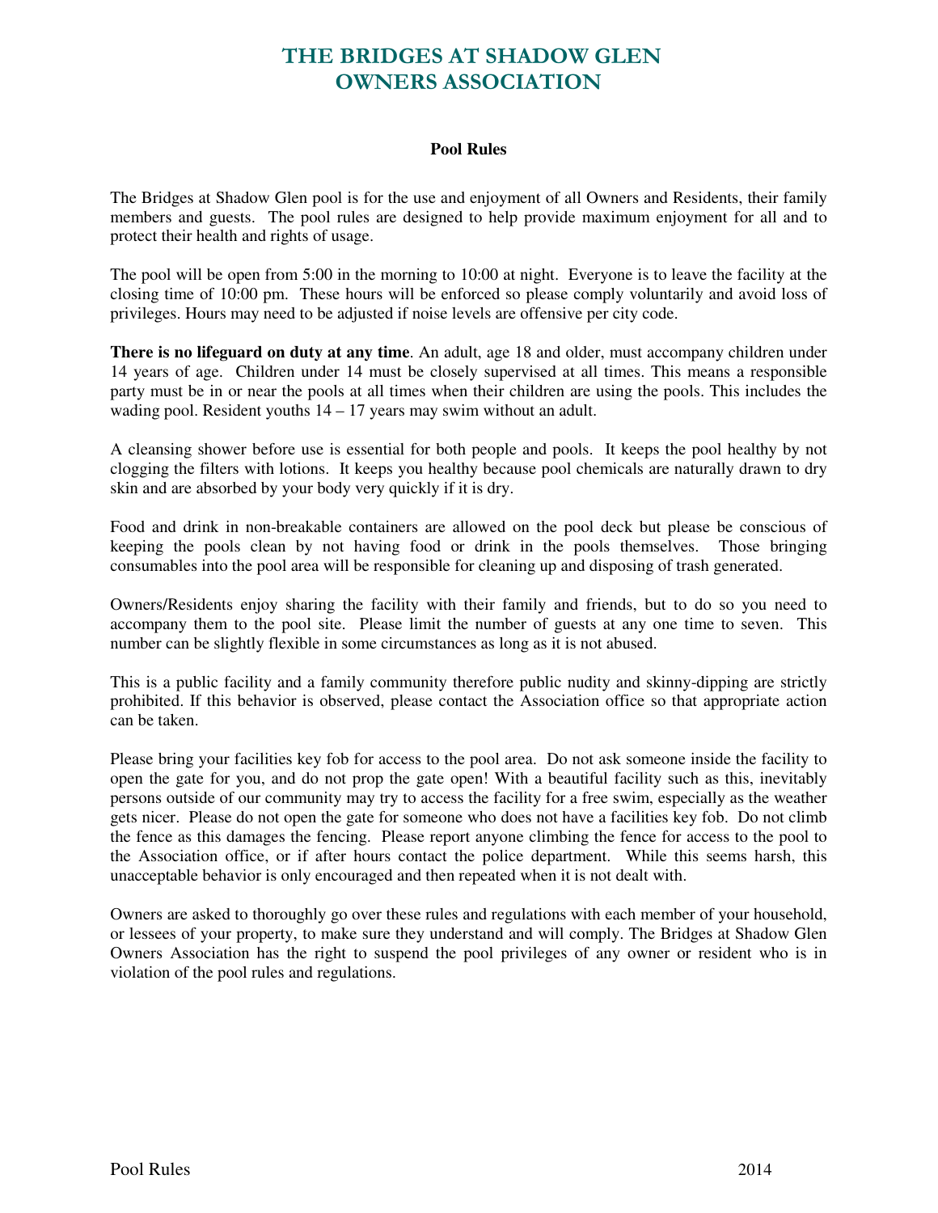# THE BRIDGES AT SHADOW GLEN OWNERS ASSOCIATION

**Pool Rules**

The Bridges at Shadow Glen pool is for the use and enjoyment of all Owners and Residents, their family members and guests. The pool rules are designed to help provide maximum enjoyment for all and to protect their health and rights of usage.

The pool will be open from 5:00 in the morning to 10:00 at night. Everyone is to leave the facility at the closing time of 10:00 pm. These hours will be enforced so please comply voluntarily and avoid loss of privileges. Hours may need to be adjusted if noise levels are offensive per city code.

**There is no lifeguard on duty at any time**. An adult, age 18 and older, must accompany children under 14 years of age. Children under 14 must be closely supervised at all times. This means a responsible party must be in or near the pools at all times when their children are using the pools. This includes the wading pool. Resident youths 14 – 17 years may swim without an adult.

A cleansing shower before use is essential for both people and pools. It keeps the pool healthy by not clogging the filters with lotions. It keeps you healthy because pool chemicals are naturally drawn to dry skin and are absorbed by your body very quickly if it is dry.

Food and drink in non-breakable containers are allowed on the pool deck but please be conscious of keeping the pools clean by not having food or drink in the pools themselves. Those bringing consumables into the pool area will be responsible for cleaning up and disposing of trash generated.

Owners/Residents enjoy sharing the facility with their family and friends, but to do so you need to accompany them to the pool site. Please limit the number of guests at any one time to seven. This number can be slightly flexible in some circumstances as long as it is not abused.

This is a public facility and a family community therefore public nudity and skinny-dipping are strictly prohibited. If this behavior is observed, please contact the Association office so that appropriate action can be taken.

Please bring your facilities key fob for access to the pool area. Do not ask someone inside the facility to open the gate for you, and do not prop the gate open! With a beautiful facility such as this, inevitably persons outside of our community may try to access the facility for a free swim, especially as the weather gets nicer. Please do not open the gate for someone who does not have a facilities key fob. Do not climb the fence as this damages the fencing. Please report anyone climbing the fence for access to the pool to the Association office, or if after hours contact the police department. While this seems harsh, this unacceptable behavior is only encouraged and then repeated when it is not dealt with.

Owners are asked to thoroughly go over these rules and regulations with each member of your household, or lessees of your property, to make sure they understand and will comply. The Bridges at Shadow Glen Owners Association has the right to suspend the pool privileges of any owner or resident who is in violation of the pool rules and regulations.